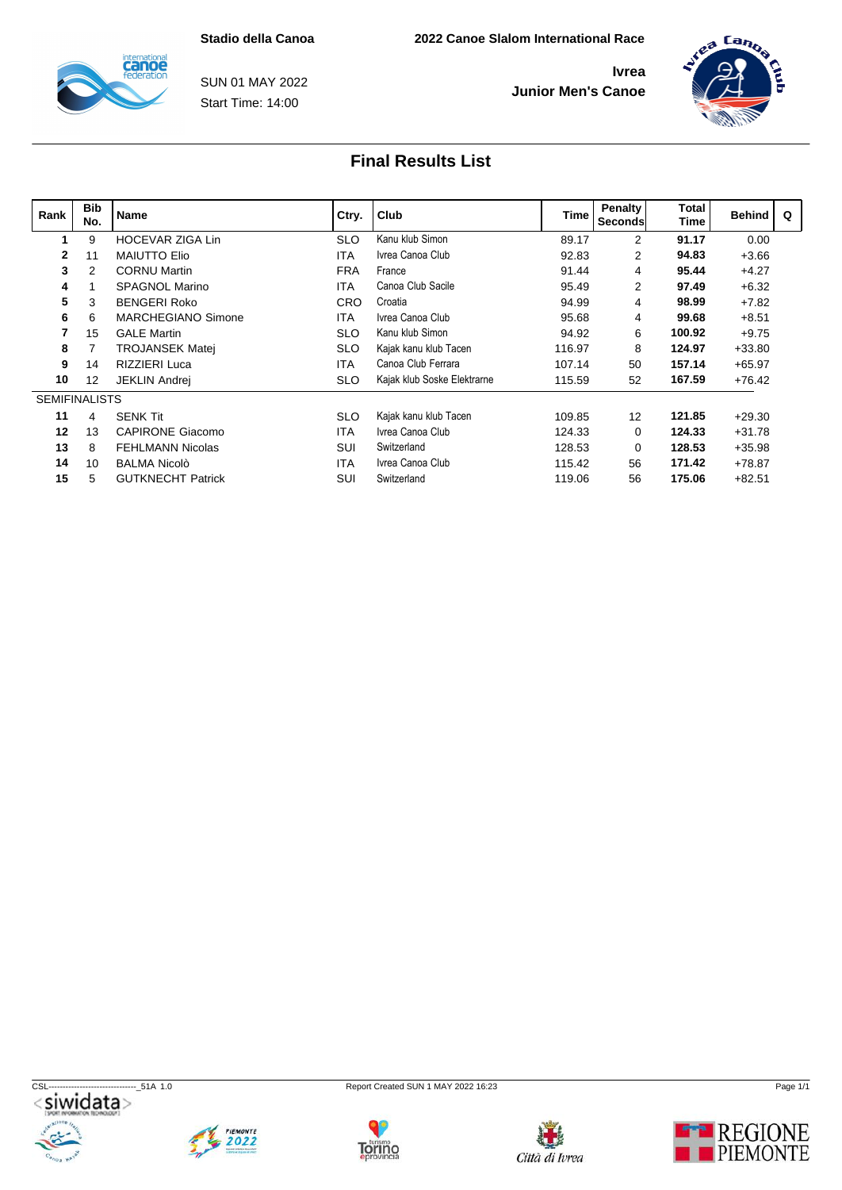Stadio della Canoa

SUN 01 MAY 2022

Start Time: 14:00

2022 Canoe Slalom International Race

Ivrea

Junior Men's Canoe

## Final Results List

| Rank | Bib No. | Name | Ctry. | Club | Time | Penalty Seconds | Total Time | Behind | Q |
|---|---|---|---|---|---|---|---|---|---|
| 1 | 9 | HOCEVAR ZIGA Lin | SLO | Kanu klub Simon | 89.17 | 2 | **91.17** | 0.00 | |
| 2 | 11 | MAIUTTO Elio | ITA | Ivrea Canoa Club | 92.83 | 2 | **94.83** | +3.66 | |
| 3 | 2 | CORNU Martin | FRA | France | 91.44 | 4 | **95.44** | +4.27 | |
| 4 | 1 | SPAGNOL Marino | ITA | Canoa Club Sacile | 95.49 | 2 | **97.49** | +6.32 | |
| 5 | 3 | BENGERI Roko | CRO | Croatia | 94.99 | 4 | **98.99** | +7.82 | |
| 6 | 6 | MARCHEGIANO Simone | ITA | Ivrea Canoa Club | 95.68 | 4 | **99.68** | +8.51 | |
| 7 | 15 | GALE Martin | SLO | Kanu klub Simon | 94.92 | 6 | **100.92** | +9.75 | |
| 8 | 7 | TROJANSEK Matej | SLO | Kajak kanu klub Tacen | 116.97 | 8 | **124.97** | +33.80 | |
| 9 | 14 | RIZZIERI Luca | ITA | Canoa Club Ferrara | 107.14 | 50 | **157.14** | +65.97 | |
| 10 | 12 | JEKLIN Andrej | SLO | Kajak klub Soske Elektrarne | 115.59 | 52 | **167.59** | +76.42 | |
| SEMIFINALISTS | | | | | | | | | |
| 11 | 4 | SENK Tit | SLO | Kajak kanu klub Tacen | 109.85 | 12 | **121.85** | +29.30 | |
| 12 | 13 | CAPIRONE Giacomo | ITA | Ivrea Canoa Club | 124.33 | 0 | **124.33** | +31.78 | |
| 13 | 8 | FEHLMANN Nicolas | SUI | Switzerland | 128.53 | 0 | **128.53** | +35.98 | |
| 14 | 10 | BALMA Nicolò | ITA | Ivrea Canoa Club | 115.42 | 56 | **171.42** | +78.87 | |
| 15 | 5 | GUTKNECHT Patrick | SUI | Switzerland | 119.06 | 56 | **175.06** | +82.51 | |

CSL--------------------------------_51A 1.0

Report Created SUN 1 MAY 2022 16:23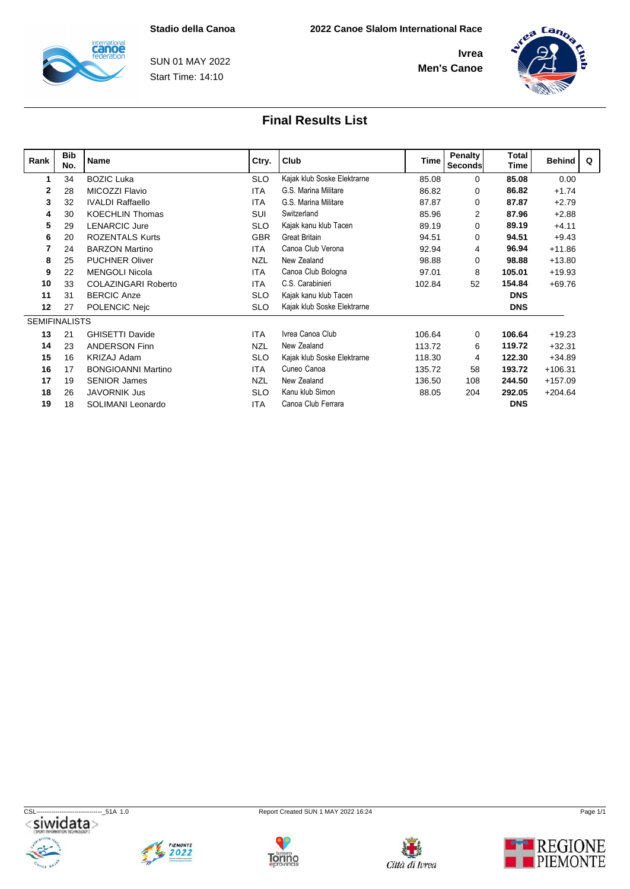Stadio della Canoa

2022 Canoe Slalom International Race

SUN 01 MAY 2022
Start Time: 14:10

**Ivrea**
**Men's Canoe**

## Final Results List

| Rank | Bib No. | Name | Ctry. | Club | Time | Penalty Seconds | Total Time | Behind | Q |
|---|---|---|---|---|---|---|---|---|---|
| 1 | 34 | BOZIC Luka | SLO | Kajak klub Soske Elektrarne | 85.08 | 0 | **85.08** | 0.00 | |
| 2 | 28 | MICOZZI Flavio | ITA | G.S. Marina Militare | 86.82 | 0 | **86.82** | +1.74 | |
| 3 | 32 | IVALDI Raffaello | ITA | G.S. Marina Militare | 87.87 | 0 | **87.87** | +2.79 | |
| 4 | 30 | KOECHLIN Thomas | SUI | Switzerland | 85.96 | 2 | **87.96** | +2.88 | |
| 5 | 29 | LENARCIC Jure | SLO | Kajak kanu klub Tacen | 89.19 | 0 | **89.19** | +4.11 | |
| 6 | 20 | ROZENTALS Kurts | GBR | Great Britain | 94.51 | 0 | **94.51** | +9.43 | |
| 7 | 24 | BARZON Martino | ITA | Canoa Club Verona | 92.94 | 4 | **96.94** | +11.86 | |
| 8 | 25 | PUCHNER Oliver | NZL | New Zealand | 98.88 | 0 | **98.88** | +13.80 | |
| 9 | 22 | MENGOLI Nicola | ITA | Canoa Club Bologna | 97.01 | 8 | **105.01** | +19.93 | |
| 10 | 33 | COLAZINGARI Roberto | ITA | C.S. Carabinieri | 102.84 | 52 | **154.84** | +69.76 | |
| 11 | 31 | BERCIC Anze | SLO | Kajak kanu klub Tacen | | | **DNS** | | |
| 12 | 27 | POLENCIC Nejc | SLO | Kajak klub Soske Elektrarne | | | **DNS** | | |
| SEMIFINALISTS | | | | | | | | | |
| 13 | 21 | GHISETTI Davide | ITA | Ivrea Canoa Club | 106.64 | 0 | **106.64** | +19.23 | |
| 14 | 23 | ANDERSON Finn | NZL | New Zealand | 113.72 | 6 | **119.72** | +32.31 | |
| 15 | 16 | KRIZAJ Adam | SLO | Kajak klub Soske Elektrarne | 118.30 | 4 | **122.30** | +34.89 | |
| 16 | 17 | BONGIOANNI Martino | ITA | Cuneo Canoa | 135.72 | 58 | **193.72** | +106.31 | |
| 17 | 19 | SENIOR James | NZL | New Zealand | 136.50 | 108 | **244.50** | +157.09 | |
| 18 | 26 | JAVORNIK Jus | SLO | Kanu klub Simon | 88.05 | 204 | **292.05** | +204.64 | |
| 19 | 18 | SOLIMANI Leonardo | ITA | Canoa Club Ferrara | | | **DNS** | | |

CSL-------------------------------_51A 1.0

Report Created SUN 1 MAY 2022 16:24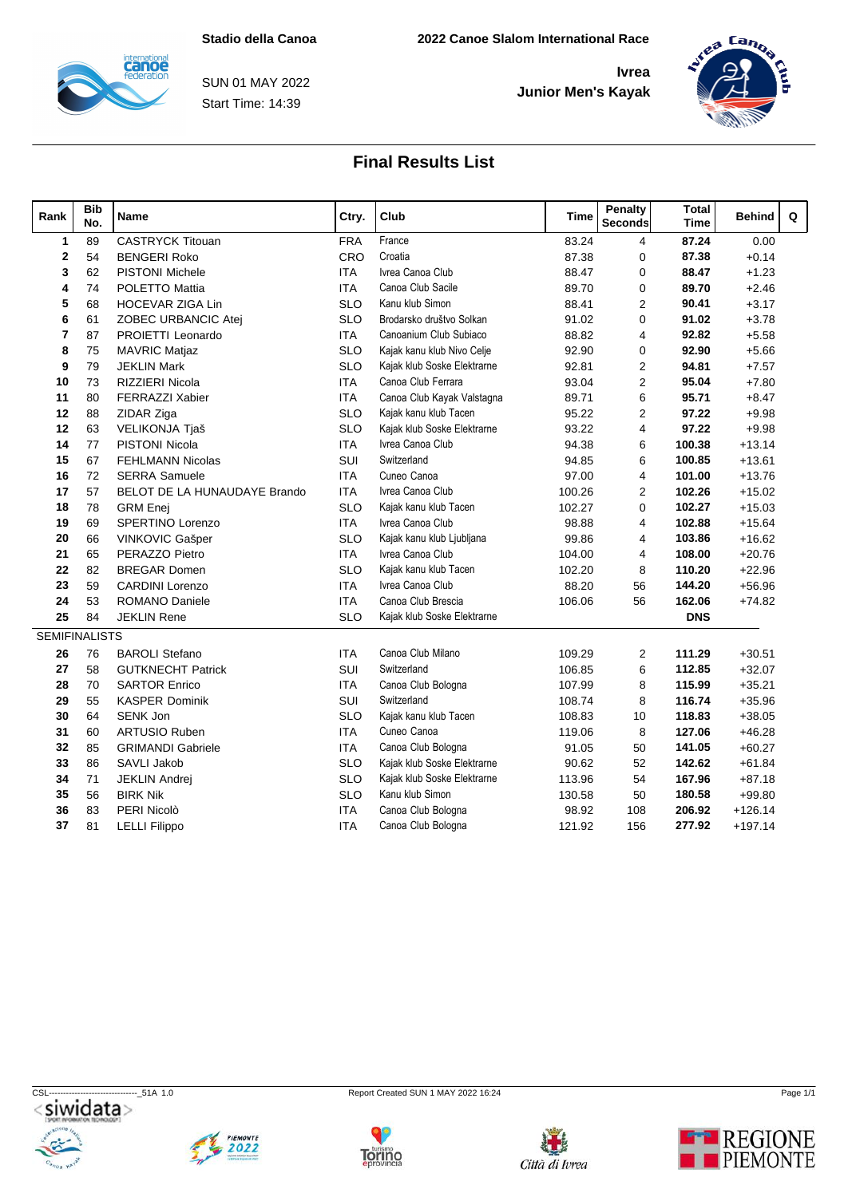Stadio della Canoa

2022 Canoe Slalom International Race

SUN 01 MAY 2022

Start Time: 14:39

**Ivrea**

**Junior Men's Kayak**

## Final Results List

| Rank | Bib No. | Name | Ctry. | Club | Time | Penalty Seconds | Total Time | Behind | Q |
|---|---|---|---|---|---|---|---|---|---|
| 1 | 89 | CASTRYCK Titouan | FRA | France | 83.24 | 4 | **87.24** | 0.00 | |
| 2 | 54 | BENGERI Roko | CRO | Croatia | 87.38 | 0 | **87.38** | +0.14 | |
| 3 | 62 | PISTONI Michele | ITA | Ivrea Canoa Club | 88.47 | 0 | **88.47** | +1.23 | |
| 4 | 74 | POLETTO Mattia | ITA | Canoa Club Sacile | 89.70 | 0 | **89.70** | +2.46 | |
| 5 | 68 | HOCEVAR ZIGA Lin | SLO | Kanu klub Simon | 88.41 | 2 | **90.41** | +3.17 | |
| 6 | 61 | ZOBEC URBANCIC Atej | SLO | Brodarsko društvo Solkan | 91.02 | 0 | **91.02** | +3.78 | |
| 7 | 87 | PROIETTI Leonardo | ITA | Canoanium Club Subiaco | 88.82 | 4 | **92.82** | +5.58 | |
| 8 | 75 | MAVRIC Matjaz | SLO | Kajak kanu klub Nivo Celje | 92.90 | 0 | **92.90** | +5.66 | |
| 9 | 79 | JEKLIN Mark | SLO | Kajak klub Soske Elektrarne | 92.81 | 2 | **94.81** | +7.57 | |
| 10 | 73 | RIZZIERI Nicola | ITA | Canoa Club Ferrara | 93.04 | 2 | **95.04** | +7.80 | |
| 11 | 80 | FERRAZZI Xabier | ITA | Canoa Club Kayak Valstagna | 89.71 | 6 | **95.71** | +8.47 | |
| 12 | 88 | ZIDAR Ziga | SLO | Kajak kanu klub Tacen | 95.22 | 2 | **97.22** | +9.98 | |
| 12 | 63 | VELIKONJA Tjaš | SLO | Kajak klub Soske Elektrarne | 93.22 | 4 | **97.22** | +9.98 | |
| 14 | 77 | PISTONI Nicola | ITA | Ivrea Canoa Club | 94.38 | 6 | **100.38** | +13.14 | |
| 15 | 67 | FEHLMANN Nicolas | SUI | Switzerland | 94.85 | 6 | **100.85** | +13.61 | |
| 16 | 72 | SERRA Samuele | ITA | Cuneo Canoa | 97.00 | 4 | **101.00** | +13.76 | |
| 17 | 57 | BELOT DE LA HUNAUDAYE Brando | ITA | Ivrea Canoa Club | 100.26 | 2 | **102.26** | +15.02 | |
| 18 | 78 | GRM Enej | SLO | Kajak kanu klub Tacen | 102.27 | 0 | **102.27** | +15.03 | |
| 19 | 69 | SPERTINO Lorenzo | ITA | Ivrea Canoa Club | 98.88 | 4 | **102.88** | +15.64 | |
| 20 | 66 | VINKOVIC Gašper | SLO | Kajak kanu klub Ljubljana | 99.86 | 4 | **103.86** | +16.62 | |
| 21 | 65 | PERAZZO Pietro | ITA | Ivrea Canoa Club | 104.00 | 4 | **108.00** | +20.76 | |
| 22 | 82 | BREGAR Domen | SLO | Kajak kanu klub Tacen | 102.20 | 8 | **110.20** | +22.96 | |
| 23 | 59 | CARDINI Lorenzo | ITA | Ivrea Canoa Club | 88.20 | 56 | **144.20** | +56.96 | |
| 24 | 53 | ROMANO Daniele | ITA | Canoa Club Brescia | 106.06 | 56 | **162.06** | +74.82 | |
| 25 | 84 | JEKLIN Rene | SLO | Kajak klub Soske Elektrarne | | | **DNS** | | |
| SEMIFINALISTS | | | | | | | | | |
| 26 | 76 | BAROLI Stefano | ITA | Canoa Club Milano | 109.29 | 2 | **111.29** | +30.51 | |
| 27 | 58 | GUTKNECHT Patrick | SUI | Switzerland | 106.85 | 6 | **112.85** | +32.07 | |
| 28 | 70 | SARTOR Enrico | ITA | Canoa Club Bologna | 107.99 | 8 | **115.99** | +35.21 | |
| 29 | 55 | KASPER Dominik | SUI | Switzerland | 108.74 | 8 | **116.74** | +35.96 | |
| 30 | 64 | SENK Jon | SLO | Kajak kanu klub Tacen | 108.83 | 10 | **118.83** | +38.05 | |
| 31 | 60 | ARTUSIO Ruben | ITA | Cuneo Canoa | 119.06 | 8 | **127.06** | +46.28 | |
| 32 | 85 | GRIMANDI Gabriele | ITA | Canoa Club Bologna | 91.05 | 50 | **141.05** | +60.27 | |
| 33 | 86 | SAVLI Jakob | SLO | Kajak klub Soske Elektrarne | 90.62 | 52 | **142.62** | +61.84 | |
| 34 | 71 | JEKLIN Andrej | SLO | Kajak klub Soske Elektrarne | 113.96 | 54 | **167.96** | +87.18 | |
| 35 | 56 | BIRK Nik | SLO | Kanu klub Simon | 130.58 | 50 | **180.58** | +99.80 | |
| 36 | 83 | PERI Nicolò | ITA | Canoa Club Bologna | 98.92 | 108 | **206.92** | +126.14 | |
| 37 | 81 | LELLI Filippo | ITA | Canoa Club Bologna | 121.92 | 156 | **277.92** | +197.14 | |

CSL------------------------------_51A 1.0 Report Created SUN 1 MAY 2022 16:24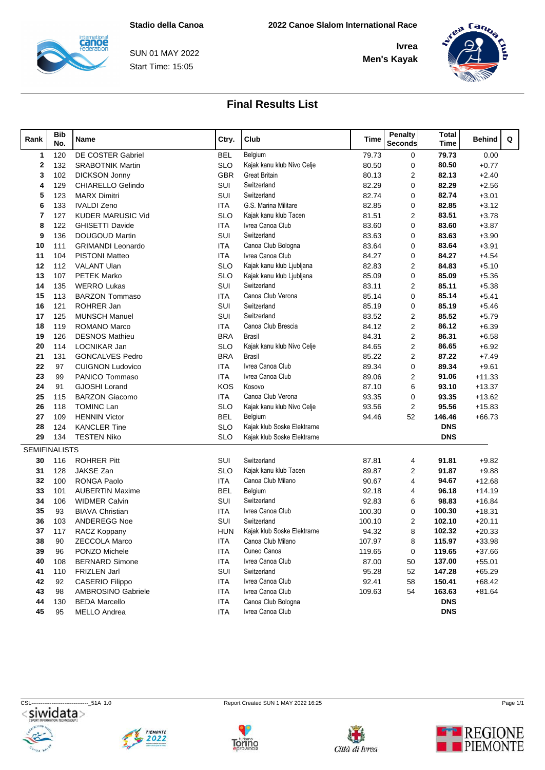Stadio della Canoa

SUN 01 MAY 2022

Start Time: 15:05

2022 Canoe Slalom International Race

**Ivrea**

**Men's Kayak**

## Final Results List

| Rank | Bib No. | Name | Ctry. | Club | Time | Penalty Seconds | Total Time | Behind | Q |
|---|---|---|---|---|---|---|---|---|---|
| 1 | 120 | DE COSTER Gabriel | BEL | Belgium | 79.73 | 0 | **79.73** | 0.00 | |
| 2 | 132 | SRABOTNIK Martin | SLO | Kajak kanu klub Nivo Celje | 80.50 | 0 | **80.50** | +0.77 | |
| 3 | 102 | DICKSON Jonny | GBR | Great Britain | 80.13 | 2 | **82.13** | +2.40 | |
| 4 | 129 | CHIARELLO Gelindo | SUI | Switzerland | 82.29 | 0 | **82.29** | +2.56 | |
| 5 | 123 | MARX Dimitri | SUI | Switzerland | 82.74 | 0 | **82.74** | +3.01 | |
| 6 | 133 | IVALDI Zeno | ITA | G.S. Marina Militare | 82.85 | 0 | **82.85** | +3.12 | |
| 7 | 127 | KUDER MARUSIC Vid | SLO | Kajak kanu klub Tacen | 81.51 | 2 | **83.51** | +3.78 | |
| 8 | 122 | GHISETTI Davide | ITA | Ivrea Canoa Club | 83.60 | 0 | **83.60** | +3.87 | |
| 9 | 136 | DOUGOUD Martin | SUI | Switzerland | 83.63 | 0 | **83.63** | +3.90 | |
| 10 | 111 | GRIMANDI Leonardo | ITA | Canoa Club Bologna | 83.64 | 0 | **83.64** | +3.91 | |
| 11 | 104 | PISTONI Matteo | ITA | Ivrea Canoa Club | 84.27 | 0 | **84.27** | +4.54 | |
| 12 | 112 | VALANT Ulan | SLO | Kajak kanu klub Ljubljana | 82.83 | 2 | **84.83** | +5.10 | |
| 13 | 107 | PETEK Marko | SLO | Kajak kanu klub Ljubljana | 85.09 | 0 | **85.09** | +5.36 | |
| 14 | 135 | WERRO Lukas | SUI | Switzerland | 83.11 | 2 | **85.11** | +5.38 | |
| 15 | 113 | BARZON Tommaso | ITA | Canoa Club Verona | 85.14 | 0 | **85.14** | +5.41 | |
| 16 | 121 | ROHRER Jan | SUI | Switzerland | 85.19 | 0 | **85.19** | +5.46 | |
| 17 | 125 | MUNSCH Manuel | SUI | Switzerland | 83.52 | 2 | **85.52** | +5.79 | |
| 18 | 119 | ROMANO Marco | ITA | Canoa Club Brescia | 84.12 | 2 | **86.12** | +6.39 | |
| 19 | 126 | DESNOS Mathieu | BRA | Brasil | 84.31 | 2 | **86.31** | +6.58 | |
| 20 | 114 | LOCNIKAR Jan | SLO | Kajak kanu klub Nivo Celje | 84.65 | 2 | **86.65** | +6.92 | |
| 21 | 131 | GONCALVES Pedro | BRA | Brasil | 85.22 | 2 | **87.22** | +7.49 | |
| 22 | 97 | CUIGNON Ludovico | ITA | Ivrea Canoa Club | 89.34 | 0 | **89.34** | +9.61 | |
| 23 | 99 | PANICO Tommaso | ITA | Ivrea Canoa Club | 89.06 | 2 | **91.06** | +11.33 | |
| 24 | 91 | GJOSHI Lorand | KOS | Kosovo | 87.10 | 6 | **93.10** | +13.37 | |
| 25 | 115 | BARZON Giacomo | ITA | Canoa Club Verona | 93.35 | 0 | **93.35** | +13.62 | |
| 26 | 118 | TOMINC Lan | SLO | Kajak kanu klub Nivo Celje | 93.56 | 2 | **95.56** | +15.83 | |
| 27 | 109 | HENNIN Victor | BEL | Belgium | 94.46 | 52 | **146.46** | +66.73 | |
| 28 | 124 | KANCLER Tine | SLO | Kajak klub Soske Elektrarne | | | **DNS** | | |
| 29 | 134 | TESTEN Niko | SLO | Kajak klub Soske Elektrarne | | | **DNS** | | |
| SEMIFINALISTS | | | | | | | | | |
| 30 | 116 | ROHRER Pitt | SUI | Switzerland | 87.81 | 4 | **91.81** | +9.82 | |
| 31 | 128 | JAKSE Zan | SLO | Kajak kanu klub Tacen | 89.87 | 2 | **91.87** | +9.88 | |
| 32 | 100 | RONGA Paolo | ITA | Canoa Club Milano | 90.67 | 4 | **94.67** | +12.68 | |
| 33 | 101 | AUBERTIN Maxime | BEL | Belgium | 92.18 | 4 | **96.18** | +14.19 | |
| 34 | 106 | WIDMER Calvin | SUI | Switzerland | 92.83 | 6 | **98.83** | +16.84 | |
| 35 | 93 | BIAVA Christian | ITA | Ivrea Canoa Club | 100.30 | 0 | **100.30** | +18.31 | |
| 36 | 103 | ANDEREGG Noe | SUI | Switzerland | 100.10 | 2 | **102.10** | +20.11 | |
| 37 | 117 | RACZ Koppany | HUN | Kajak klub Soske Elektrarne | 94.32 | 8 | **102.32** | +20.33 | |
| 38 | 90 | ZECCOLA Marco | ITA | Canoa Club Milano | 107.97 | 8 | **115.97** | +33.98 | |
| 39 | 96 | PONZO Michele | ITA | Cuneo Canoa | 119.65 | 0 | **119.65** | +37.66 | |
| 40 | 108 | BERNARD Simone | ITA | Ivrea Canoa Club | 87.00 | 50 | **137.00** | +55.01 | |
| 41 | 110 | FRIZLEN Jarl | SUI | Switzerland | 95.28 | 52 | **147.28** | +65.29 | |
| 42 | 92 | CASERIO Filippo | ITA | Ivrea Canoa Club | 92.41 | 58 | **150.41** | +68.42 | |
| 43 | 98 | AMBROSINO Gabriele | ITA | Ivrea Canoa Club | 109.63 | 54 | **163.63** | +81.64 | |
| 44 | 130 | BEDA Marcello | ITA | Canoa Club Bologna | | | **DNS** | | |
| 45 | 95 | MELLO Andrea | ITA | Ivrea Canoa Club | | | **DNS** | | |

CSL--------------------------------_51A 1.0    Report Created SUN 1 MAY 2022 16:25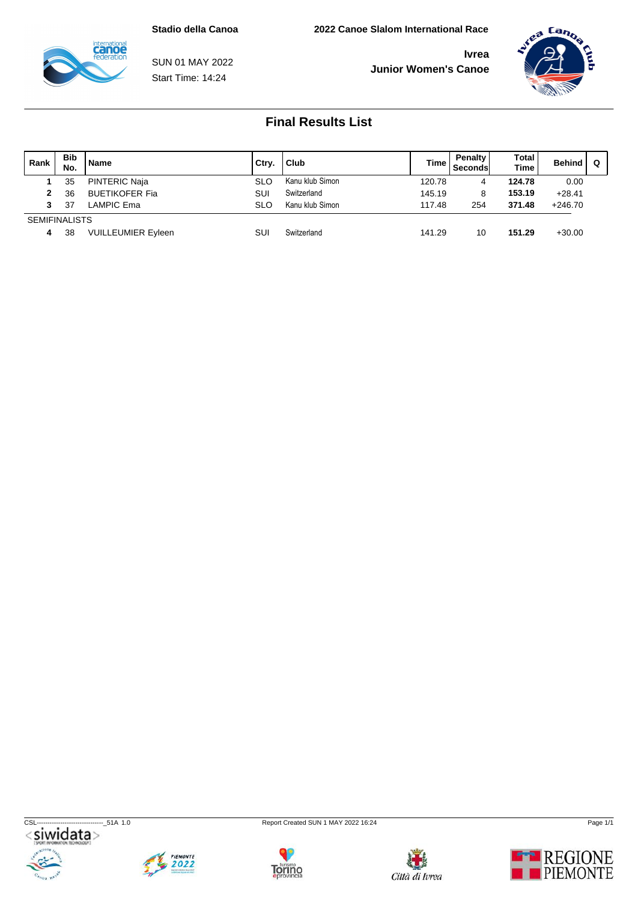**Stadio della Canoa**

**2022 Canoe Slalom International Race**

SUN 01 MAY 2022

Start Time: 14:24

**Ivrea**

**Junior Women's Canoe**

## Final Results List

| Rank | Bib No. | Name | Ctry. | Club | Time | Penalty Seconds | Total Time | Behind | Q |
|---|---|---|---|---|---|---|---|---|---|
| **1** | 35 | PINTERIC Naja | SLO | Kanu klub Simon | 120.78 | 4 | **124.78** | 0.00 | |
| **2** | 36 | BUETIKOFER Fia | SUI | Switzerland | 145.19 | 8 | **153.19** | +28.41 | |
| **3** | 37 | LAMPIC Ema | SLO | Kanu klub Simon | 117.48 | 254 | **371.48** | +246.70 | |
| SEMIFINALISTS | | | | | | | | | |
| **4** | 38 | VUILLEUMIER Eyleen | SUI | Switzerland | 141.29 | 10 | **151.29** | +30.00 | |

CSL-------------------------------_51A 1.0

Report Created SUN 1 MAY 2022 16:24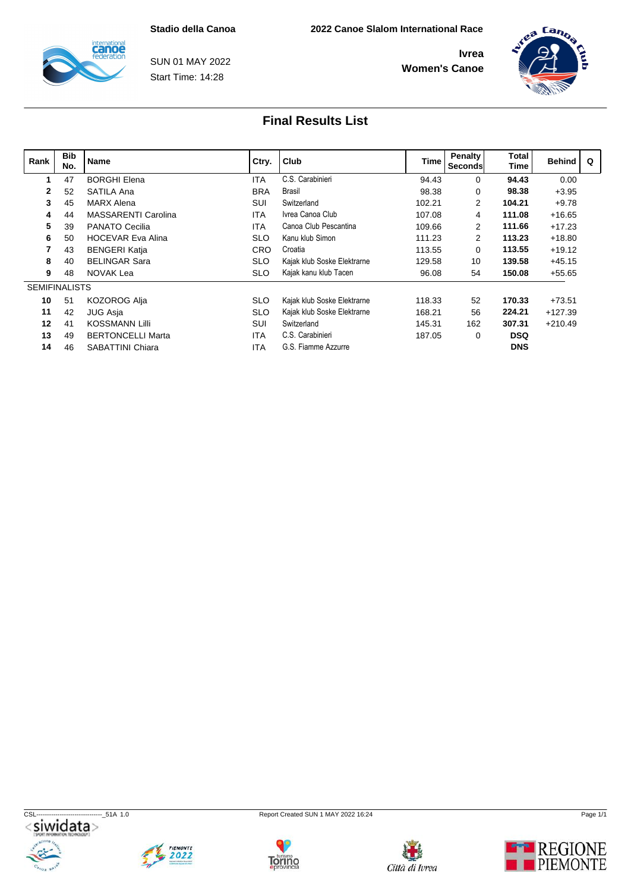Stadio della Canoa

SUN 01 MAY 2022

Start Time: 14:28

2022 Canoe Slalom International Race

**Ivrea**

**Women's Canoe**

## Final Results List

| Rank | Bib No. | Name | Ctry. | Club | Time | Penalty Seconds | Total Time | Behind | Q |
|---|---|---|---|---|---|---|---|---|---|
| 1 | 47 | BORGHI Elena | ITA | C.S. Carabinieri | 94.43 | 0 | **94.43** | 0.00 | |
| 2 | 52 | SATILA Ana | BRA | Brasil | 98.38 | 0 | **98.38** | +3.95 | |
| 3 | 45 | MARX Alena | SUI | Switzerland | 102.21 | 2 | **104.21** | +9.78 | |
| 4 | 44 | MASSARENTI Carolina | ITA | Ivrea Canoa Club | 107.08 | 4 | **111.08** | +16.65 | |
| 5 | 39 | PANATO Cecilia | ITA | Canoa Club Pescantina | 109.66 | 2 | **111.66** | +17.23 | |
| 6 | 50 | HOCEVAR Eva Alina | SLO | Kanu klub Simon | 111.23 | 2 | **113.23** | +18.80 | |
| 7 | 43 | BENGERI Katja | CRO | Croatia | 113.55 | 0 | **113.55** | +19.12 | |
| 8 | 40 | BELINGAR Sara | SLO | Kajak klub Soske Elektrarne | 129.58 | 10 | **139.58** | +45.15 | |
| 9 | 48 | NOVAK Lea | SLO | Kajak kanu klub Tacen | 96.08 | 54 | **150.08** | +55.65 | |
| SEMIFINALISTS | | | | | | | | | |
| 10 | 51 | KOZOROG Alja | SLO | Kajak klub Soske Elektrarne | 118.33 | 52 | **170.33** | +73.51 | |
| 11 | 42 | JUG Asja | SLO | Kajak klub Soske Elektrarne | 168.21 | 56 | **224.21** | +127.39 | |
| 12 | 41 | KOSSMANN Lilli | SUI | Switzerland | 145.31 | 162 | **307.31** | +210.49 | |
| 13 | 49 | BERTONCELLI Marta | ITA | C.S. Carabinieri | 187.05 | 0 | **DSQ** | | |
| 14 | 46 | SABATTINI Chiara | ITA | G.S. Fiamme Azzurre | | | **DNS** | | |

CSL-------------------------------_51A 1.0 Report Created SUN 1 MAY 2022 16:24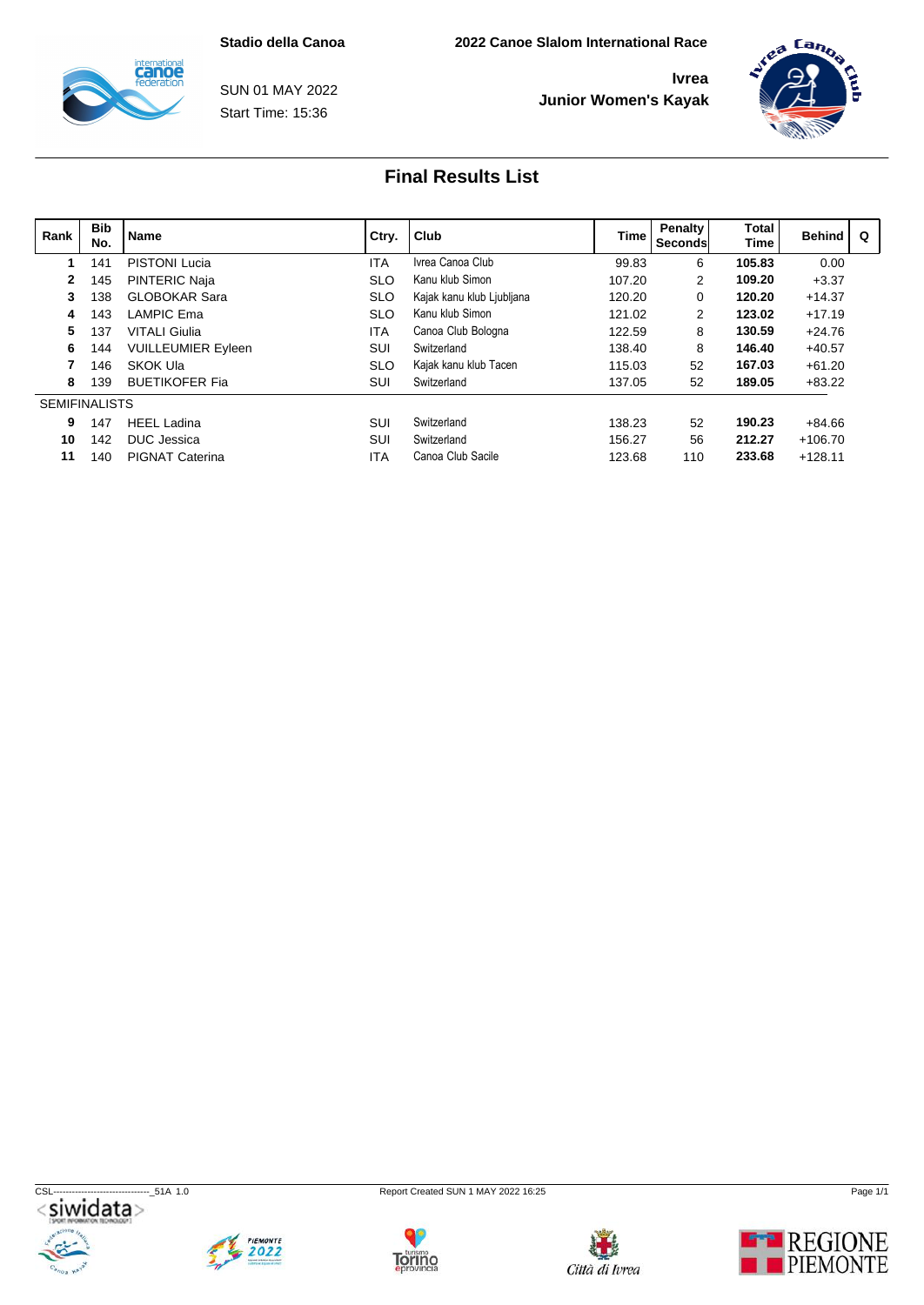Stadio della Canoa

SUN 01 MAY 2022
Start Time: 15:36

2022 Canoe Slalom International Race

Ivrea
Junior Women's Kayak

## Final Results List

| Rank | Bib No. | Name | Ctry. | Club | Time | Penalty Seconds | Total Time | Behind | Q |
|---|---|---|---|---|---|---|---|---|---|
| 1 | 141 | PISTONI Lucia | ITA | Ivrea Canoa Club | 99.83 | 6 | **105.83** | 0.00 | |
| 2 | 145 | PINTERIC Naja | SLO | Kanu klub Simon | 107.20 | 2 | **109.20** | +3.37 | |
| 3 | 138 | GLOBOKAR Sara | SLO | Kajak kanu klub Ljubljana | 120.20 | 0 | **120.20** | +14.37 | |
| 4 | 143 | LAMPIC Ema | SLO | Kanu klub Simon | 121.02 | 2 | **123.02** | +17.19 | |
| 5 | 137 | VITALI Giulia | ITA | Canoa Club Bologna | 122.59 | 8 | **130.59** | +24.76 | |
| 6 | 144 | VUILLEUMIER Eyleen | SUI | Switzerland | 138.40 | 8 | **146.40** | +40.57 | |
| 7 | 146 | SKOK Ula | SLO | Kajak kanu klub Tacen | 115.03 | 52 | **167.03** | +61.20 | |
| 8 | 139 | BUETIKOFER Fia | SUI | Switzerland | 137.05 | 52 | **189.05** | +83.22 | |
| SEMIFINALISTS | | | | | | | | | |
| 9 | 147 | HEEL Ladina | SUI | Switzerland | 138.23 | 52 | **190.23** | +84.66 | |
| 10 | 142 | DUC Jessica | SUI | Switzerland | 156.27 | 56 | **212.27** | +106.70 | |
| 11 | 140 | PIGNAT Caterina | ITA | Canoa Club Sacile | 123.68 | 110 | **233.68** | +128.11 | |

CSL--------------------------------_51A 1.0 Report Created SUN 1 MAY 2022 16:25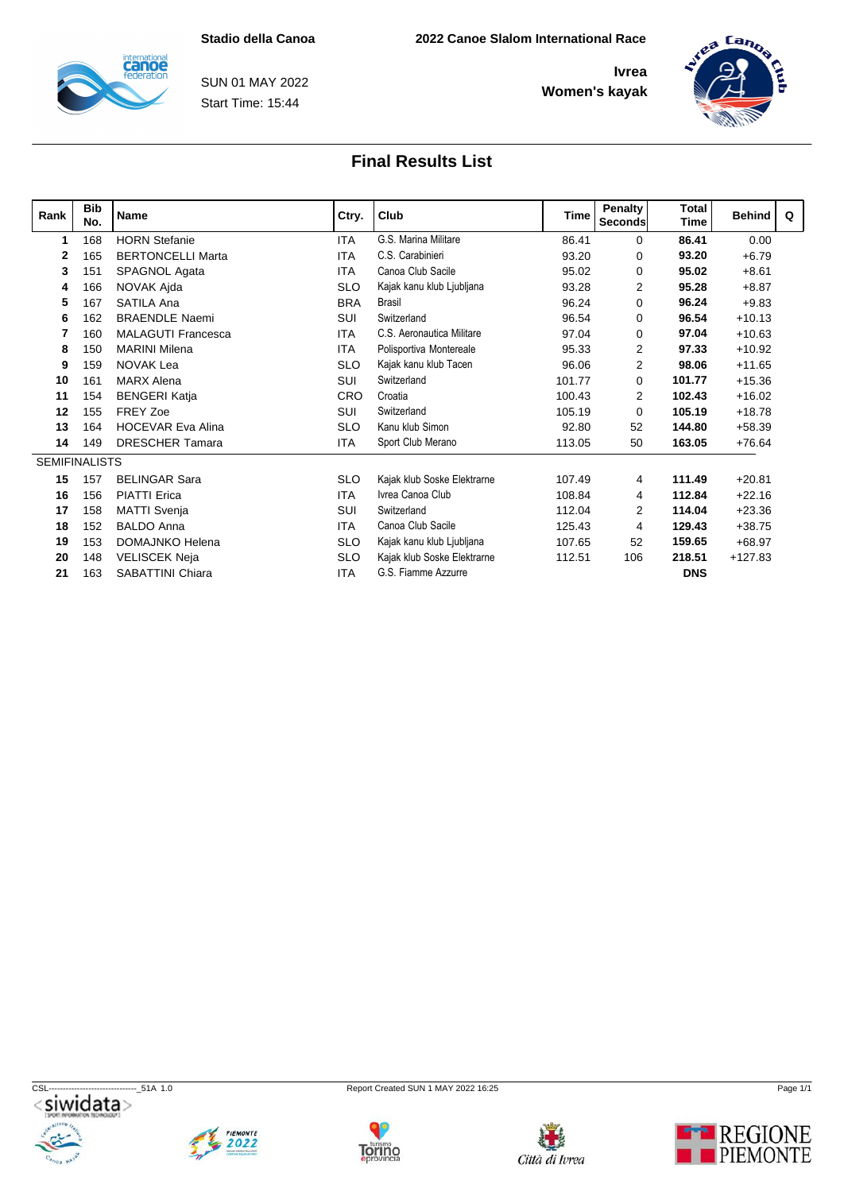Stadio della Canoa

2022 Canoe Slalom International Race

SUN 01 MAY 2022

Start Time: 15:44

Ivrea

Women's kayak

## Final Results List

| Rank | Bib No. | Name | Ctry. | Club | Time | Penalty Seconds | Total Time | Behind | Q |
|---|---|---|---|---|---|---|---|---|---|
| 1 | 168 | HORN Stefanie | ITA | G.S. Marina Militare | 86.41 | 0 | **86.41** | 0.00 | |
| 2 | 165 | BERTONCELLI Marta | ITA | C.S. Carabinieri | 93.20 | 0 | **93.20** | +6.79 | |
| 3 | 151 | SPAGNOL Agata | ITA | Canoa Club Sacile | 95.02 | 0 | **95.02** | +8.61 | |
| 4 | 166 | NOVAK Ajda | SLO | Kajak kanu klub Ljubljana | 93.28 | 2 | **95.28** | +8.87 | |
| 5 | 167 | SATILA Ana | BRA | Brasil | 96.24 | 0 | **96.24** | +9.83 | |
| 6 | 162 | BRAENDLE Naemi | SUI | Switzerland | 96.54 | 0 | **96.54** | +10.13 | |
| 7 | 160 | MALAGUTI Francesca | ITA | C.S. Aeronautica Militare | 97.04 | 0 | **97.04** | +10.63 | |
| 8 | 150 | MARINI Milena | ITA | Polisportiva Montereale | 95.33 | 2 | **97.33** | +10.92 | |
| 9 | 159 | NOVAK Lea | SLO | Kajak kanu klub Tacen | 96.06 | 2 | **98.06** | +11.65 | |
| 10 | 161 | MARX Alena | SUI | Switzerland | 101.77 | 0 | **101.77** | +15.36 | |
| 11 | 154 | BENGERI Katja | CRO | Croatia | 100.43 | 2 | **102.43** | +16.02 | |
| 12 | 155 | FREY Zoe | SUI | Switzerland | 105.19 | 0 | **105.19** | +18.78 | |
| 13 | 164 | HOCEVAR Eva Alina | SLO | Kanu klub Simon | 92.80 | 52 | **144.80** | +58.39 | |
| 14 | 149 | DRESCHER Tamara | ITA | Sport Club Merano | 113.05 | 50 | **163.05** | +76.64 | |
| SEMIFINALISTS | | | | | | | | | |
| 15 | 157 | BELINGAR Sara | SLO | Kajak klub Soske Elektrarne | 107.49 | 4 | **111.49** | +20.81 | |
| 16 | 156 | PIATTI Erica | ITA | Ivrea Canoa Club | 108.84 | 4 | **112.84** | +22.16 | |
| 17 | 158 | MATTI Svenja | SUI | Switzerland | 112.04 | 2 | **114.04** | +23.36 | |
| 18 | 152 | BALDO Anna | ITA | Canoa Club Sacile | 125.43 | 4 | **129.43** | +38.75 | |
| 19 | 153 | DOMAJNKO Helena | SLO | Kajak kanu klub Ljubljana | 107.65 | 52 | **159.65** | +68.97 | |
| 20 | 148 | VELISCEK Neja | SLO | Kajak klub Soske Elektrarne | 112.51 | 106 | **218.51** | +127.83 | |
| 21 | 163 | SABATTINI Chiara | ITA | G.S. Fiamme Azzurre | | | **DNS** | | |

CSL-------------------------------_51A 1.0

Report Created SUN 1 MAY 2022 16:25